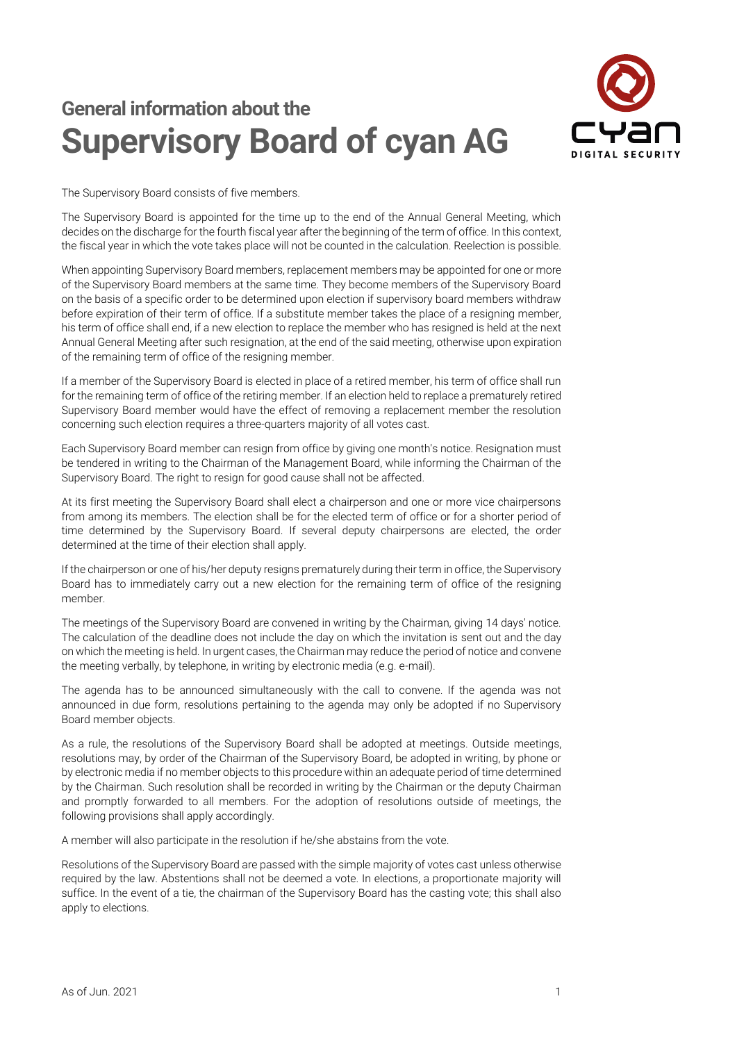# General information about the
# Supervisory Board of cyan AG

The Supervisory Board consists of five members.

The Supervisory Board is appointed for the time up to the end of the Annual General Meeting, which decides on the discharge for the fourth fiscal year after the beginning of the term of office. In this context, the fiscal year in which the vote takes place will not be counted in the calculation. Reelection is possible.

When appointing Supervisory Board members, replacement members may be appointed for one or more of the Supervisory Board members at the same time. They become members of the Supervisory Board on the basis of a specific order to be determined upon election if supervisory board members withdraw before expiration of their term of office. If a substitute member takes the place of a resigning member, his term of office shall end, if a new election to replace the member who has resigned is held at the next Annual General Meeting after such resignation, at the end of the said meeting, otherwise upon expiration of the remaining term of office of the resigning member.

If a member of the Supervisory Board is elected in place of a retired member, his term of office shall run for the remaining term of office of the retiring member. If an election held to replace a prematurely retired Supervisory Board member would have the effect of removing a replacement member the resolution concerning such election requires a three-quarters majority of all votes cast.

Each Supervisory Board member can resign from office by giving one month's notice. Resignation must be tendered in writing to the Chairman of the Management Board, while informing the Chairman of the Supervisory Board. The right to resign for good cause shall not be affected.

At its first meeting the Supervisory Board shall elect a chairperson and one or more vice chairpersons from among its members. The election shall be for the elected term of office or for a shorter period of time determined by the Supervisory Board. If several deputy chairpersons are elected, the order determined at the time of their election shall apply.

If the chairperson or one of his/her deputy resigns prematurely during their term in office, the Supervisory Board has to immediately carry out a new election for the remaining term of office of the resigning member.

The meetings of the Supervisory Board are convened in writing by the Chairman, giving 14 days' notice. The calculation of the deadline does not include the day on which the invitation is sent out and the day on which the meeting is held. In urgent cases, the Chairman may reduce the period of notice and convene the meeting verbally, by telephone, in writing by electronic media (e.g. e-mail).

The agenda has to be announced simultaneously with the call to convene. If the agenda was not announced in due form, resolutions pertaining to the agenda may only be adopted if no Supervisory Board member objects.

As a rule, the resolutions of the Supervisory Board shall be adopted at meetings. Outside meetings, resolutions may, by order of the Chairman of the Supervisory Board, be adopted in writing, by phone or by electronic media if no member objects to this procedure within an adequate period of time determined by the Chairman. Such resolution shall be recorded in writing by the Chairman or the deputy Chairman and promptly forwarded to all members. For the adoption of resolutions outside of meetings, the following provisions shall apply accordingly.

A member will also participate in the resolution if he/she abstains from the vote.

Resolutions of the Supervisory Board are passed with the simple majority of votes cast unless otherwise required by the law. Abstentions shall not be deemed a vote. In elections, a proportionate majority will suffice. In the event of a tie, the chairman of the Supervisory Board has the casting vote; this shall also apply to elections.

As of Jun. 2021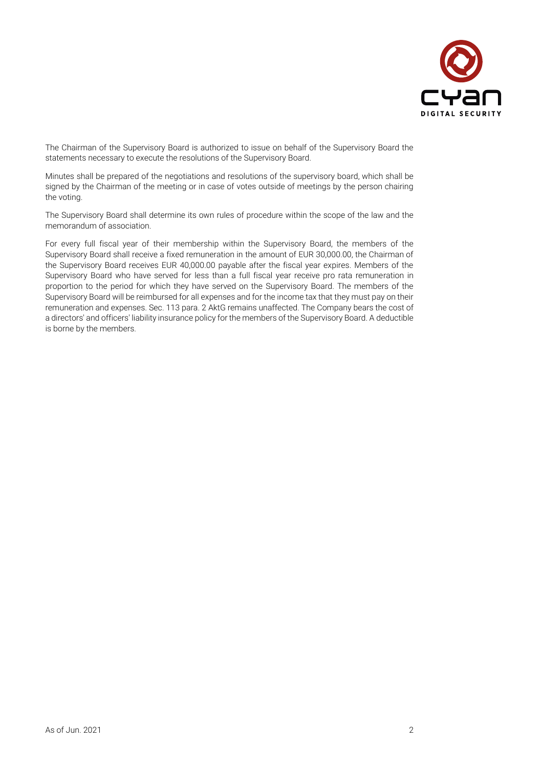The Chairman of the Supervisory Board is authorized to issue on behalf of the Supervisory Board the statements necessary to execute the resolutions of the Supervisory Board.

Minutes shall be prepared of the negotiations and resolutions of the supervisory board, which shall be signed by the Chairman of the meeting or in case of votes outside of meetings by the person chairing the voting.

The Supervisory Board shall determine its own rules of procedure within the scope of the law and the memorandum of association.

For every full fiscal year of their membership within the Supervisory Board, the members of the Supervisory Board shall receive a fixed remuneration in the amount of EUR 30,000.00, the Chairman of the Supervisory Board receives EUR 40,000.00 payable after the fiscal year expires. Members of the Supervisory Board who have served for less than a full fiscal year receive pro rata remuneration in proportion to the period for which they have served on the Supervisory Board. The members of the Supervisory Board will be reimbursed for all expenses and for the income tax that they must pay on their remuneration and expenses. Sec. 113 para. 2 AktG remains unaffected. The Company bears the cost of a directors' and officers' liability insurance policy for the members of the Supervisory Board. A deductible is borne by the members.